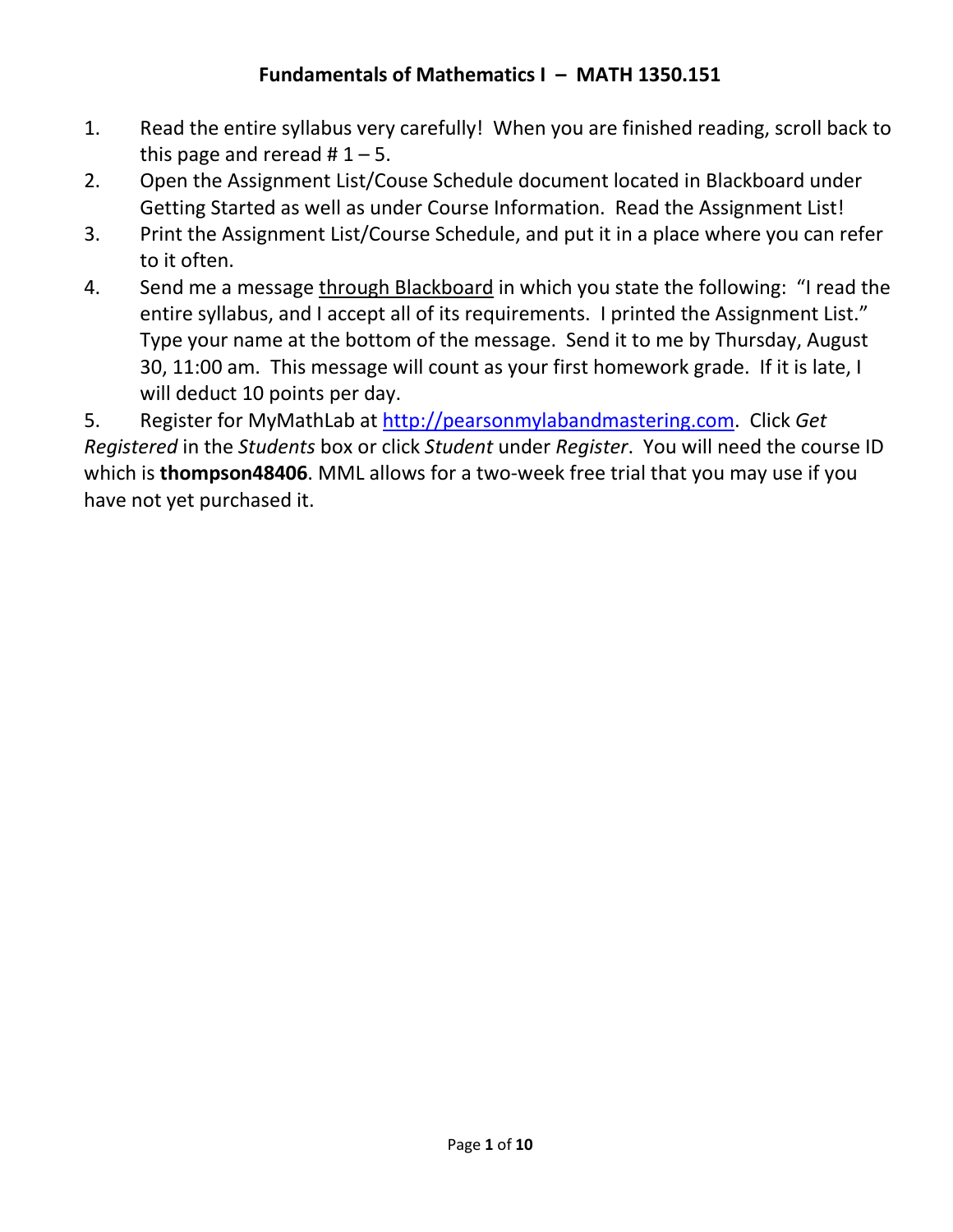# Fundamentals of Mathematics I – MATH 1350.151

1. Read the entire syllabus very carefully! When you are finished reading, scroll back to this page and reread # 1 – 5.
2. Open the Assignment List/Couse Schedule document located in Blackboard under Getting Started as well as under Course Information. Read the Assignment List!
3. Print the Assignment List/Course Schedule, and put it in a place where you can refer to it often.
4. Send me a message <u>through Blackboard</u> in which you state the following: "I read the entire syllabus, and I accept all of its requirements. I printed the Assignment List." Type your name at the bottom of the message. Send it to me by Thursday, August 30, 11:00 am. This message will count as your first homework grade. If it is late, I will deduct 10 points per day.
5. Register for MyMathLab at [http://pearsonmylabandmastering.com](http://pearsonmylabandmastering.com). Click *Get Registered* in the *Students* box or click *Student* under *Register*. You will need the course ID which is **thompson48406**. MML allows for a two-week free trial that you may use if you have not yet purchased it.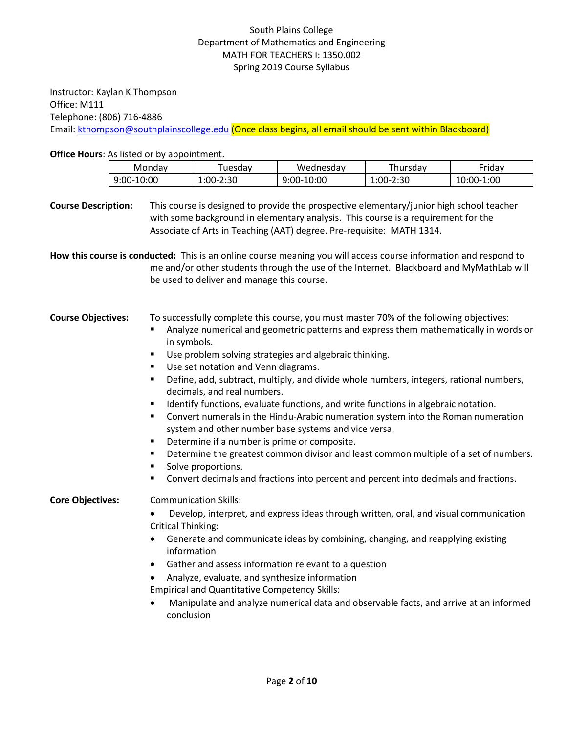South Plains College
Department of Mathematics and Engineering
MATH FOR TEACHERS I: 1350.002
Spring 2019 Course Syllabus

Instructor: Kaylan K Thompson
Office: M111
Telephone: (806) 716-4886
Email: kthompson@southplainscollege.edu (Once class begins, all email should be sent within Blackboard)

**Office Hours**: As listed or by appointment.

| Monday | Tuesday | Wednesday | Thursday | Friday |
|---|---|---|---|---|
| 9:00-10:00 | 1:00-2:30 | 9:00-10:00 | 1:00-2:30 | 10:00-1:00 |

**Course Description:** This course is designed to provide the prospective elementary/junior high school teacher with some background in elementary analysis. This course is a requirement for the Associate of Arts in Teaching (AAT) degree. Pre-requisite: MATH 1314.

**How this course is conducted:** This is an online course meaning you will access course information and respond to me and/or other students through the use of the Internet. Blackboard and MyMathLab will be used to deliver and manage this course.

**Course Objectives:** To successfully complete this course, you must master 70% of the following objectives:

- Analyze numerical and geometric patterns and express them mathematically in words or in symbols.
- Use problem solving strategies and algebraic thinking.
- Use set notation and Venn diagrams.
- Define, add, subtract, multiply, and divide whole numbers, integers, rational numbers, decimals, and real numbers.
- Identify functions, evaluate functions, and write functions in algebraic notation.
- Convert numerals in the Hindu-Arabic numeration system into the Roman numeration system and other number base systems and vice versa.
- Determine if a number is prime or composite.
- Determine the greatest common divisor and least common multiple of a set of numbers.
- Solve proportions.
- Convert decimals and fractions into percent and percent into decimals and fractions.

**Core Objectives:** Communication Skills:

- Develop, interpret, and express ideas through written, oral, and visual communication

Critical Thinking:

- Generate and communicate ideas by combining, changing, and reapplying existing information
- Gather and assess information relevant to a question
- Analyze, evaluate, and synthesize information

Empirical and Quantitative Competency Skills:

- Manipulate and analyze numerical data and observable facts, and arrive at an informed conclusion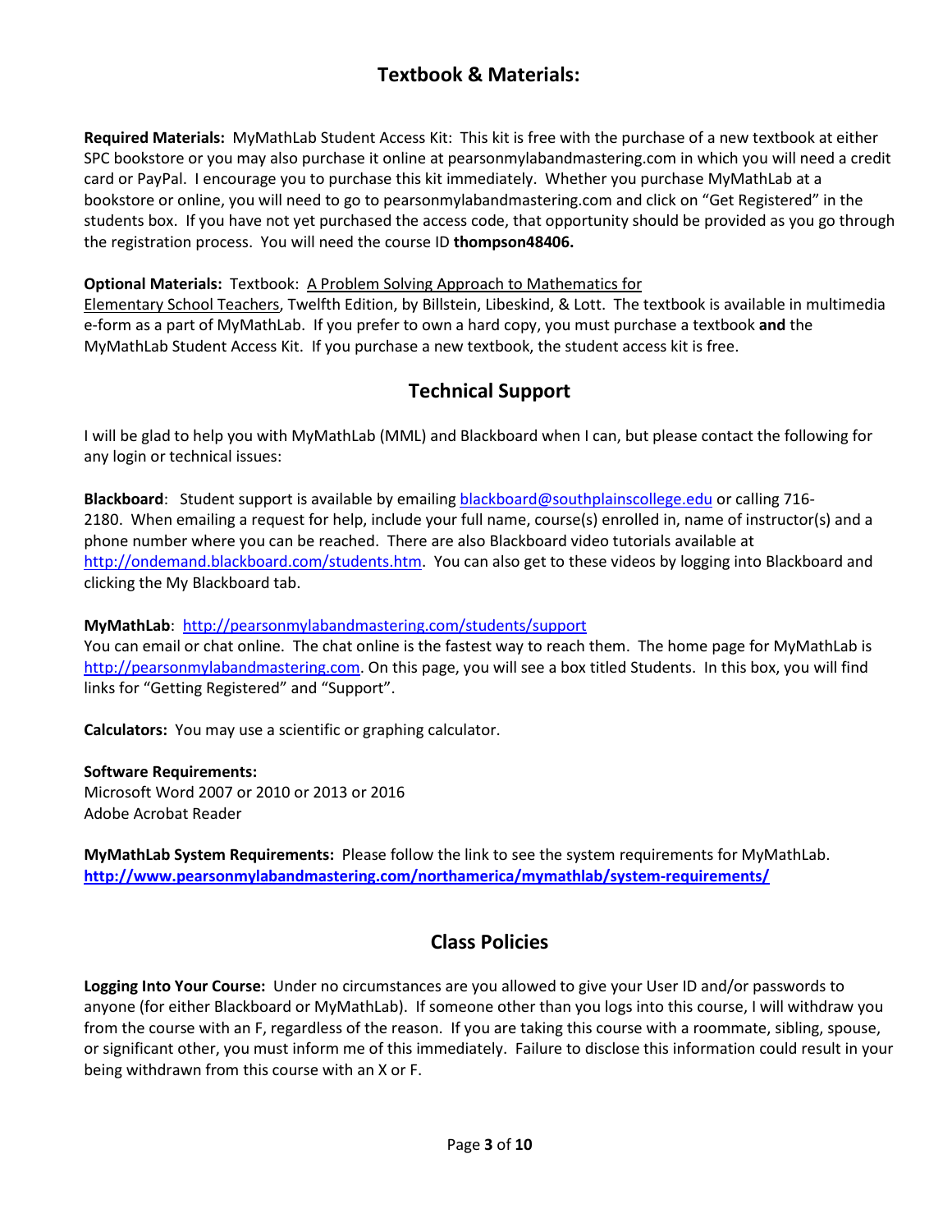## Textbook & Materials:

**Required Materials:** MyMathLab Student Access Kit: This kit is free with the purchase of a new textbook at either SPC bookstore or you may also purchase it online at pearsonmylabandmastering.com in which you will need a credit card or PayPal. I encourage you to purchase this kit immediately. Whether you purchase MyMathLab at a bookstore or online, you will need to go to pearsonmylabandmastering.com and click on "Get Registered" in the students box. If you have not yet purchased the access code, that opportunity should be provided as you go through the registration process. You will need the course ID **thompson48406.**

**Optional Materials:** Textbook: A Problem Solving Approach to Mathematics for Elementary School Teachers, Twelfth Edition, by Billstein, Libeskind, & Lott. The textbook is available in multimedia e-form as a part of MyMathLab. If you prefer to own a hard copy, you must purchase a textbook **and** the MyMathLab Student Access Kit. If you purchase a new textbook, the student access kit is free.

## Technical Support

I will be glad to help you with MyMathLab (MML) and Blackboard when I can, but please contact the following for any login or technical issues:

**Blackboard**: Student support is available by emailing blackboard@southplainscollege.edu or calling 716-2180. When emailing a request for help, include your full name, course(s) enrolled in, name of instructor(s) and a phone number where you can be reached. There are also Blackboard video tutorials available at http://ondemand.blackboard.com/students.htm. You can also get to these videos by logging into Blackboard and clicking the My Blackboard tab.

**MyMathLab**: http://pearsonmylabandmastering.com/students/support
You can email or chat online. The chat online is the fastest way to reach them. The home page for MyMathLab is http://pearsonmylabandmastering.com. On this page, you will see a box titled Students. In this box, you will find links for "Getting Registered" and "Support".

**Calculators:** You may use a scientific or graphing calculator.

**Software Requirements:**
Microsoft Word 2007 or 2010 or 2013 or 2016
Adobe Acrobat Reader

**MyMathLab System Requirements:** Please follow the link to see the system requirements for MyMathLab.
**http://www.pearsonmylabandmastering.com/northamerica/mymathlab/system-requirements/**

## Class Policies

**Logging Into Your Course:** Under no circumstances are you allowed to give your User ID and/or passwords to anyone (for either Blackboard or MyMathLab). If someone other than you logs into this course, I will withdraw you from the course with an F, regardless of the reason. If you are taking this course with a roommate, sibling, spouse, or significant other, you must inform me of this immediately. Failure to disclose this information could result in your being withdrawn from this course with an X or F.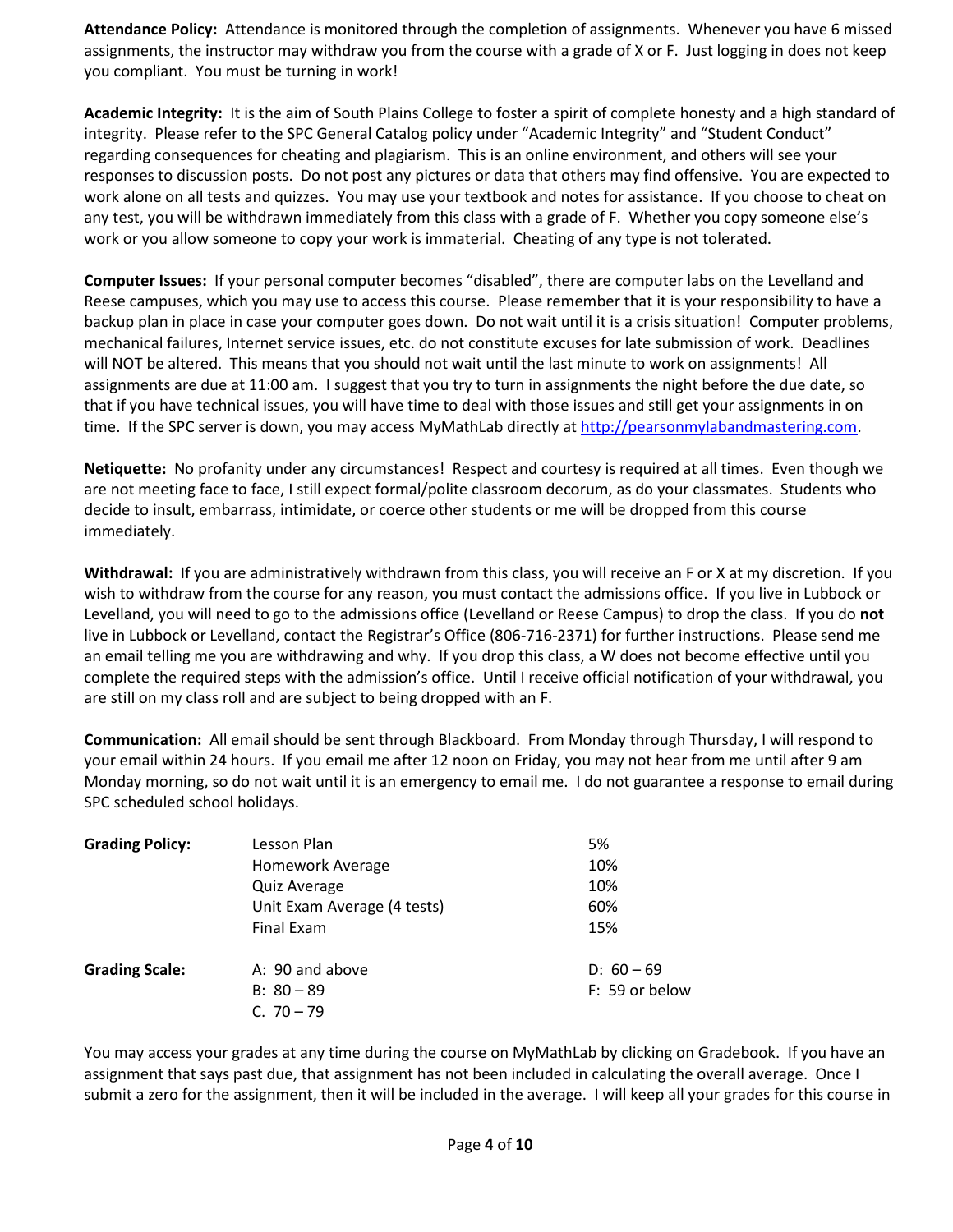**Attendance Policy:** Attendance is monitored through the completion of assignments. Whenever you have 6 missed assignments, the instructor may withdraw you from the course with a grade of X or F. Just logging in does not keep you compliant. You must be turning in work!

**Academic Integrity:** It is the aim of South Plains College to foster a spirit of complete honesty and a high standard of integrity. Please refer to the SPC General Catalog policy under "Academic Integrity" and "Student Conduct" regarding consequences for cheating and plagiarism. This is an online environment, and others will see your responses to discussion posts. Do not post any pictures or data that others may find offensive. You are expected to work alone on all tests and quizzes. You may use your textbook and notes for assistance. If you choose to cheat on any test, you will be withdrawn immediately from this class with a grade of F. Whether you copy someone else's work or you allow someone to copy your work is immaterial. Cheating of any type is not tolerated.

**Computer Issues:** If your personal computer becomes "disabled", there are computer labs on the Levelland and Reese campuses, which you may use to access this course. Please remember that it is your responsibility to have a backup plan in place in case your computer goes down. Do not wait until it is a crisis situation! Computer problems, mechanical failures, Internet service issues, etc. do not constitute excuses for late submission of work. Deadlines will NOT be altered. This means that you should not wait until the last minute to work on assignments! All assignments are due at 11:00 am. I suggest that you try to turn in assignments the night before the due date, so that if you have technical issues, you will have time to deal with those issues and still get your assignments in on time. If the SPC server is down, you may access MyMathLab directly at http://pearsonmylabandmastering.com.

**Netiquette:** No profanity under any circumstances! Respect and courtesy is required at all times. Even though we are not meeting face to face, I still expect formal/polite classroom decorum, as do your classmates. Students who decide to insult, embarrass, intimidate, or coerce other students or me will be dropped from this course immediately.

**Withdrawal:** If you are administratively withdrawn from this class, you will receive an F or X at my discretion. If you wish to withdraw from the course for any reason, you must contact the admissions office. If you live in Lubbock or Levelland, you will need to go to the admissions office (Levelland or Reese Campus) to drop the class. If you do **not** live in Lubbock or Levelland, contact the Registrar's Office (806-716-2371) for further instructions. Please send me an email telling me you are withdrawing and why. If you drop this class, a W does not become effective until you complete the required steps with the admission's office. Until I receive official notification of your withdrawal, you are still on my class roll and are subject to being dropped with an F.

**Communication:** All email should be sent through Blackboard. From Monday through Thursday, I will respond to your email within 24 hours. If you email me after 12 noon on Friday, you may not hear from me until after 9 am Monday morning, so do not wait until it is an emergency to email me. I do not guarantee a response to email during SPC scheduled school holidays.

**Grading Policy:**

| Component | Weight |
| --- | --- |
| Lesson Plan | 5% |
| Homework Average | 10% |
| Quiz Average | 10% |
| Unit Exam Average (4 tests) | 60% |
| Final Exam | 15% |

**Grading Scale:**

- A: 90 and above
- B: 80 – 89
- C. 70 – 79
- D: 60 – 69
- F: 59 or below

You may access your grades at any time during the course on MyMathLab by clicking on Gradebook. If you have an assignment that says past due, that assignment has not been included in calculating the overall average. Once I submit a zero for the assignment, then it will be included in the average. I will keep all your grades for this course in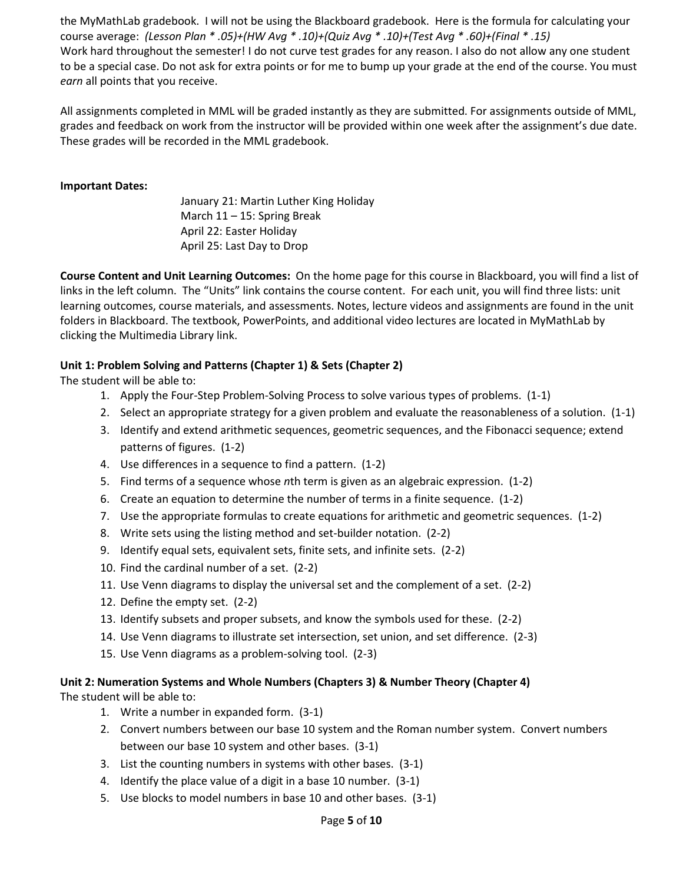the MyMathLab gradebook. I will not be using the Blackboard gradebook. Here is the formula for calculating your course average: *(Lesson Plan * .05)+(HW Avg * .10)+(Quiz Avg * .10)+(Test Avg * .60)+(Final * .15)*
Work hard throughout the semester! I do not curve test grades for any reason. I also do not allow any one student to be a special case. Do not ask for extra points or for me to bump up your grade at the end of the course. You must *earn* all points that you receive.

All assignments completed in MML will be graded instantly as they are submitted. For assignments outside of MML, grades and feedback on work from the instructor will be provided within one week after the assignment's due date. These grades will be recorded in the MML gradebook.

**Important Dates:**

January 21: Martin Luther King Holiday
March 11 – 15: Spring Break
April 22: Easter Holiday
April 25: Last Day to Drop

**Course Content and Unit Learning Outcomes:** On the home page for this course in Blackboard, you will find a list of links in the left column. The "Units" link contains the course content. For each unit, you will find three lists: unit learning outcomes, course materials, and assessments. Notes, lecture videos and assignments are found in the unit folders in Blackboard. The textbook, PowerPoints, and additional video lectures are located in MyMathLab by clicking the Multimedia Library link.

**Unit 1: Problem Solving and Patterns (Chapter 1) & Sets (Chapter 2)**
The student will be able to:

1. Apply the Four-Step Problem-Solving Process to solve various types of problems. (1-1)
2. Select an appropriate strategy for a given problem and evaluate the reasonableness of a solution. (1-1)
3. Identify and extend arithmetic sequences, geometric sequences, and the Fibonacci sequence; extend patterns of figures. (1-2)
4. Use differences in a sequence to find a pattern. (1-2)
5. Find terms of a sequence whose *n*th term is given as an algebraic expression. (1-2)
6. Create an equation to determine the number of terms in a finite sequence. (1-2)
7. Use the appropriate formulas to create equations for arithmetic and geometric sequences. (1-2)
8. Write sets using the listing method and set-builder notation. (2-2)
9. Identify equal sets, equivalent sets, finite sets, and infinite sets. (2-2)
10. Find the cardinal number of a set. (2-2)
11. Use Venn diagrams to display the universal set and the complement of a set. (2-2)
12. Define the empty set. (2-2)
13. Identify subsets and proper subsets, and know the symbols used for these. (2-2)
14. Use Venn diagrams to illustrate set intersection, set union, and set difference. (2-3)
15. Use Venn diagrams as a problem-solving tool. (2-3)

**Unit 2: Numeration Systems and Whole Numbers (Chapters 3) & Number Theory (Chapter 4)**
The student will be able to:

1. Write a number in expanded form. (3-1)
2. Convert numbers between our base 10 system and the Roman number system. Convert numbers between our base 10 system and other bases. (3-1)
3. List the counting numbers in systems with other bases. (3-1)
4. Identify the place value of a digit in a base 10 number. (3-1)
5. Use blocks to model numbers in base 10 and other bases. (3-1)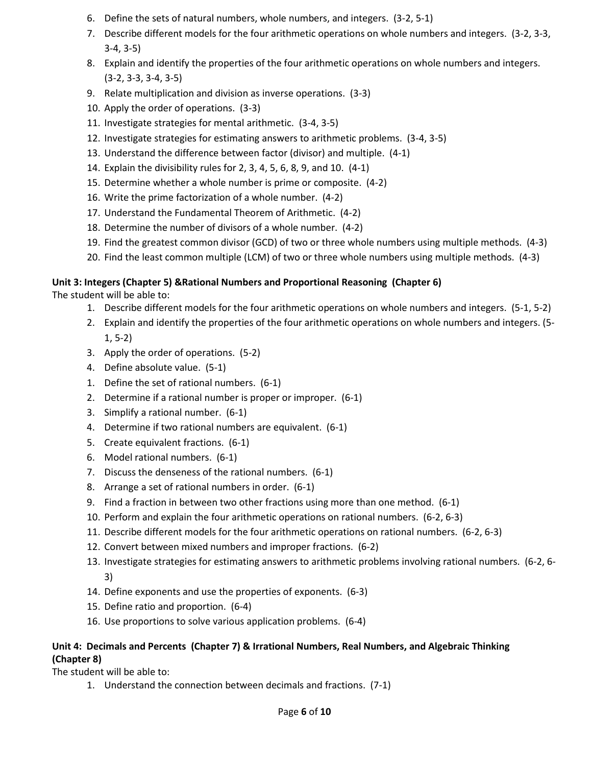6. Define the sets of natural numbers, whole numbers, and integers. (3-2, 5-1)
7. Describe different models for the four arithmetic operations on whole numbers and integers. (3-2, 3-3, 3-4, 3-5)
8. Explain and identify the properties of the four arithmetic operations on whole numbers and integers. (3-2, 3-3, 3-4, 3-5)
9. Relate multiplication and division as inverse operations. (3-3)
10. Apply the order of operations. (3-3)
11. Investigate strategies for mental arithmetic. (3-4, 3-5)
12. Investigate strategies for estimating answers to arithmetic problems. (3-4, 3-5)
13. Understand the difference between factor (divisor) and multiple. (4-1)
14. Explain the divisibility rules for 2, 3, 4, 5, 6, 8, 9, and 10. (4-1)
15. Determine whether a whole number is prime or composite. (4-2)
16. Write the prime factorization of a whole number. (4-2)
17. Understand the Fundamental Theorem of Arithmetic. (4-2)
18. Determine the number of divisors of a whole number. (4-2)
19. Find the greatest common divisor (GCD) of two or three whole numbers using multiple methods. (4-3)
20. Find the least common multiple (LCM) of two or three whole numbers using multiple methods. (4-3)

**Unit 3: Integers (Chapter 5) &Rational Numbers and Proportional Reasoning (Chapter 6)**

The student will be able to:

1. Describe different models for the four arithmetic operations on whole numbers and integers. (5-1, 5-2)
2. Explain and identify the properties of the four arithmetic operations on whole numbers and integers. (5-1, 5-2)
3. Apply the order of operations. (5-2)
4. Define absolute value. (5-1)

1. Define the set of rational numbers. (6-1)
2. Determine if a rational number is proper or improper. (6-1)
3. Simplify a rational number. (6-1)
4. Determine if two rational numbers are equivalent. (6-1)
5. Create equivalent fractions. (6-1)
6. Model rational numbers. (6-1)
7. Discuss the denseness of the rational numbers. (6-1)
8. Arrange a set of rational numbers in order. (6-1)
9. Find a fraction in between two other fractions using more than one method. (6-1)
10. Perform and explain the four arithmetic operations on rational numbers. (6-2, 6-3)
11. Describe different models for the four arithmetic operations on rational numbers. (6-2, 6-3)
12. Convert between mixed numbers and improper fractions. (6-2)
13. Investigate strategies for estimating answers to arithmetic problems involving rational numbers. (6-2, 6-3)
14. Define exponents and use the properties of exponents. (6-3)
15. Define ratio and proportion. (6-4)
16. Use proportions to solve various application problems. (6-4)

**Unit 4: Decimals and Percents (Chapter 7) & Irrational Numbers, Real Numbers, and Algebraic Thinking (Chapter 8)**

The student will be able to:

1. Understand the connection between decimals and fractions. (7-1)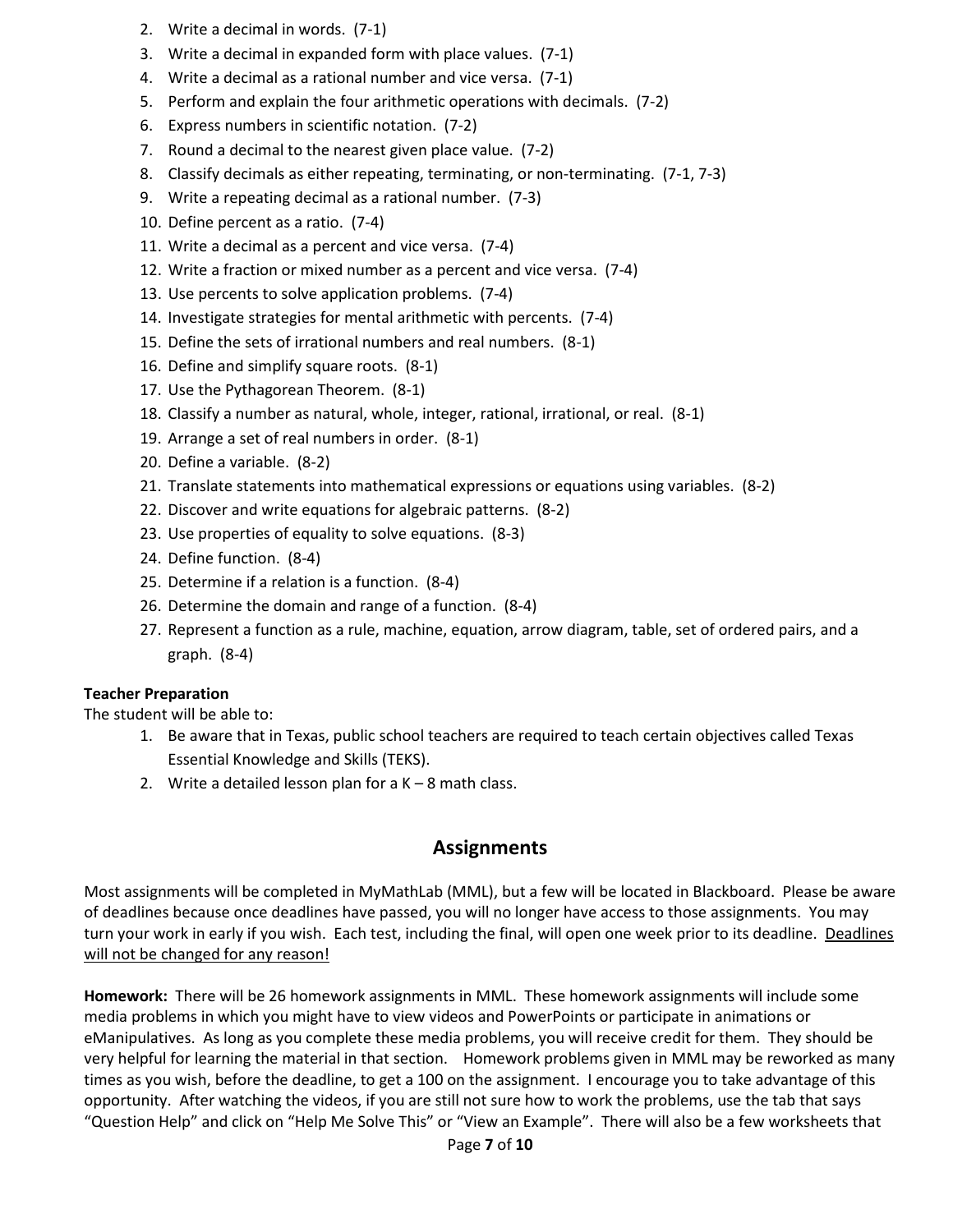2. Write a decimal in words. (7-1)
3. Write a decimal in expanded form with place values. (7-1)
4. Write a decimal as a rational number and vice versa. (7-1)
5. Perform and explain the four arithmetic operations with decimals. (7-2)
6. Express numbers in scientific notation. (7-2)
7. Round a decimal to the nearest given place value. (7-2)
8. Classify decimals as either repeating, terminating, or non-terminating. (7-1, 7-3)
9. Write a repeating decimal as a rational number. (7-3)
10. Define percent as a ratio. (7-4)
11. Write a decimal as a percent and vice versa. (7-4)
12. Write a fraction or mixed number as a percent and vice versa. (7-4)
13. Use percents to solve application problems. (7-4)
14. Investigate strategies for mental arithmetic with percents. (7-4)
15. Define the sets of irrational numbers and real numbers. (8-1)
16. Define and simplify square roots. (8-1)
17. Use the Pythagorean Theorem. (8-1)
18. Classify a number as natural, whole, integer, rational, irrational, or real. (8-1)
19. Arrange a set of real numbers in order. (8-1)
20. Define a variable. (8-2)
21. Translate statements into mathematical expressions or equations using variables. (8-2)
22. Discover and write equations for algebraic patterns. (8-2)
23. Use properties of equality to solve equations. (8-3)
24. Define function. (8-4)
25. Determine if a relation is a function. (8-4)
26. Determine the domain and range of a function. (8-4)
27. Represent a function as a rule, machine, equation, arrow diagram, table, set of ordered pairs, and a graph. (8-4)

**Teacher Preparation**

The student will be able to:

1. Be aware that in Texas, public school teachers are required to teach certain objectives called Texas Essential Knowledge and Skills (TEKS).
2. Write a detailed lesson plan for a K – 8 math class.

## Assignments

Most assignments will be completed in MyMathLab (MML), but a few will be located in Blackboard. Please be aware of deadlines because once deadlines have passed, you will no longer have access to those assignments. You may turn your work in early if you wish. Each test, including the final, will open one week prior to its deadline. <u>Deadlines will not be changed for any reason!</u>

**Homework:** There will be 26 homework assignments in MML. These homework assignments will include some media problems in which you might have to view videos and PowerPoints or participate in animations or eManipulatives. As long as you complete these media problems, you will receive credit for them. They should be very helpful for learning the material in that section. Homework problems given in MML may be reworked as many times as you wish, before the deadline, to get a 100 on the assignment. I encourage you to take advantage of this opportunity. After watching the videos, if you are still not sure how to work the problems, use the tab that says "Question Help" and click on "Help Me Solve This" or "View an Example". There will also be a few worksheets that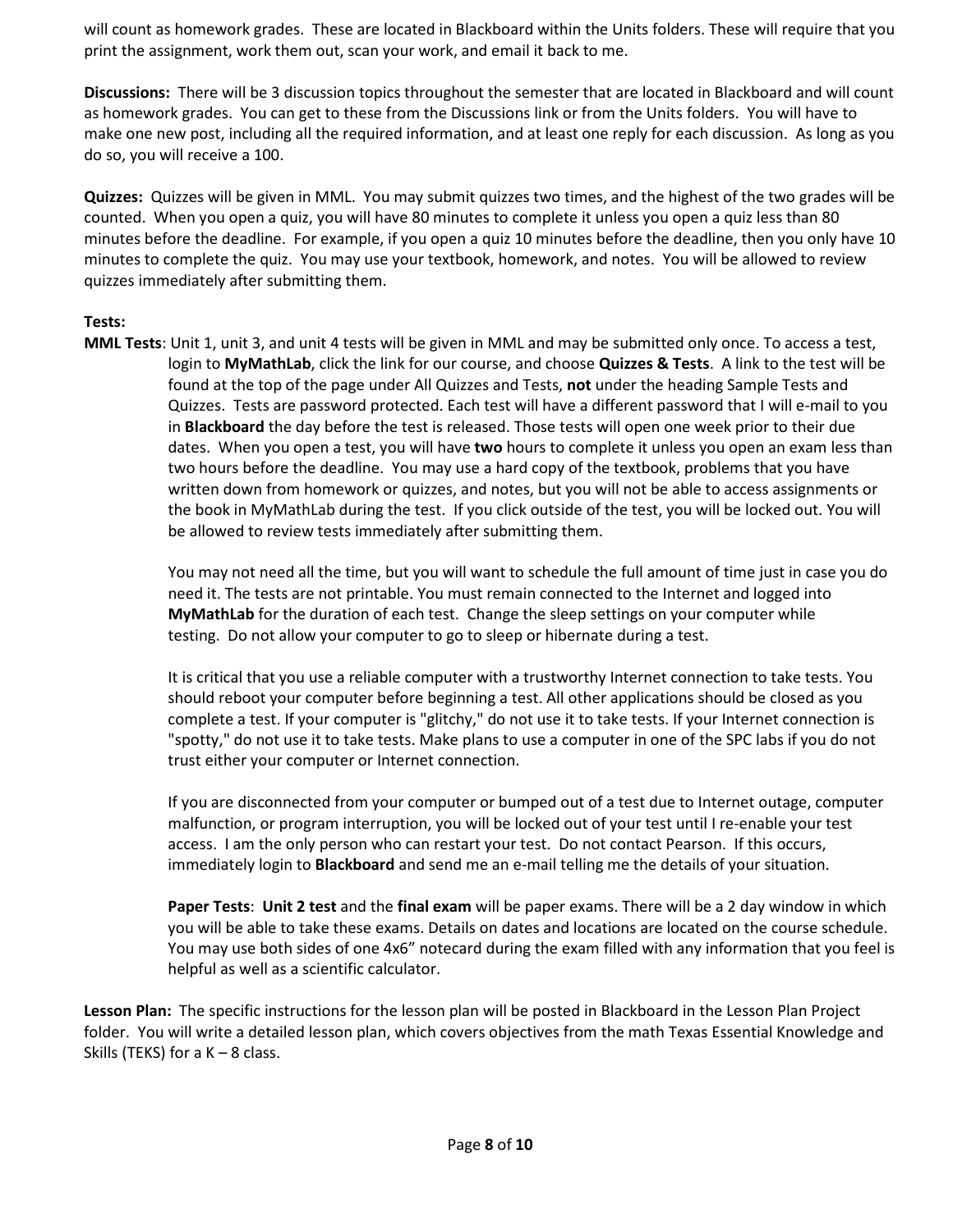will count as homework grades. These are located in Blackboard within the Units folders. These will require that you print the assignment, work them out, scan your work, and email it back to me.

**Discussions:** There will be 3 discussion topics throughout the semester that are located in Blackboard and will count as homework grades. You can get to these from the Discussions link or from the Units folders. You will have to make one new post, including all the required information, and at least one reply for each discussion. As long as you do so, you will receive a 100.

**Quizzes:** Quizzes will be given in MML. You may submit quizzes two times, and the highest of the two grades will be counted. When you open a quiz, you will have 80 minutes to complete it unless you open a quiz less than 80 minutes before the deadline. For example, if you open a quiz 10 minutes before the deadline, then you only have 10 minutes to complete the quiz. You may use your textbook, homework, and notes. You will be allowed to review quizzes immediately after submitting them.

**Tests:**

**MML Tests**: Unit 1, unit 3, and unit 4 tests will be given in MML and may be submitted only once. To access a test, login to **MyMathLab**, click the link for our course, and choose **Quizzes & Tests**. A link to the test will be found at the top of the page under All Quizzes and Tests, **not** under the heading Sample Tests and Quizzes. Tests are password protected. Each test will have a different password that I will e-mail to you in **Blackboard** the day before the test is released. Those tests will open one week prior to their due dates. When you open a test, you will have **two** hours to complete it unless you open an exam less than two hours before the deadline. You may use a hard copy of the textbook, problems that you have written down from homework or quizzes, and notes, but you will not be able to access assignments or the book in MyMathLab during the test. If you click outside of the test, you will be locked out. You will be allowed to review tests immediately after submitting them.

You may not need all the time, but you will want to schedule the full amount of time just in case you do need it. The tests are not printable. You must remain connected to the Internet and logged into **MyMathLab** for the duration of each test. Change the sleep settings on your computer while testing. Do not allow your computer to go to sleep or hibernate during a test.

It is critical that you use a reliable computer with a trustworthy Internet connection to take tests. You should reboot your computer before beginning a test. All other applications should be closed as you complete a test. If your computer is "glitchy," do not use it to take tests. If your Internet connection is "spotty," do not use it to take tests. Make plans to use a computer in one of the SPC labs if you do not trust either your computer or Internet connection.

If you are disconnected from your computer or bumped out of a test due to Internet outage, computer malfunction, or program interruption, you will be locked out of your test until I re-enable your test access. I am the only person who can restart your test. Do not contact Pearson. If this occurs, immediately login to **Blackboard** and send me an e-mail telling me the details of your situation.

**Paper Tests**: **Unit 2 test** and the **final exam** will be paper exams. There will be a 2 day window in which you will be able to take these exams. Details on dates and locations are located on the course schedule. You may use both sides of one 4x6" notecard during the exam filled with any information that you feel is helpful as well as a scientific calculator.

**Lesson Plan:** The specific instructions for the lesson plan will be posted in Blackboard in the Lesson Plan Project folder. You will write a detailed lesson plan, which covers objectives from the math Texas Essential Knowledge and Skills (TEKS) for a K – 8 class.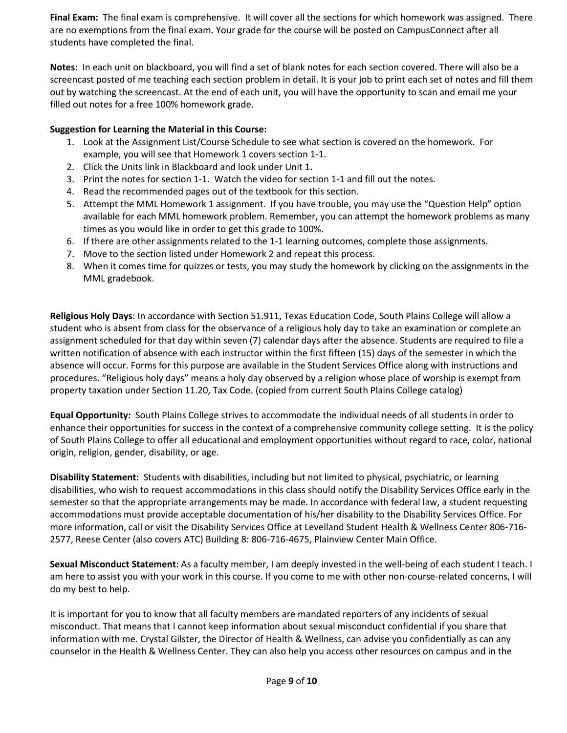**Final Exam:** The final exam is comprehensive. It will cover all the sections for which homework was assigned. There are no exemptions from the final exam. Your grade for the course will be posted on CampusConnect after all students have completed the final.

**Notes:** In each unit on blackboard, you will find a set of blank notes for each section covered. There will also be a screencast posted of me teaching each section problem in detail. It is your job to print each set of notes and fill them out by watching the screencast. At the end of each unit, you will have the opportunity to scan and email me your filled out notes for a free 100% homework grade.

**Suggestion for Learning the Material in this Course:**

1. Look at the Assignment List/Course Schedule to see what section is covered on the homework. For example, you will see that Homework 1 covers section 1-1.
2. Click the Units link in Blackboard and look under Unit 1.
3. Print the notes for section 1-1. Watch the video for section 1-1 and fill out the notes.
4. Read the recommended pages out of the textbook for this section.
5. Attempt the MML Homework 1 assignment. If you have trouble, you may use the "Question Help" option available for each MML homework problem. Remember, you can attempt the homework problems as many times as you would like in order to get this grade to 100%.
6. If there are other assignments related to the 1-1 learning outcomes, complete those assignments.
7. Move to the section listed under Homework 2 and repeat this process.
8. When it comes time for quizzes or tests, you may study the homework by clicking on the assignments in the MML gradebook.

**Religious Holy Days**: In accordance with Section 51.911, Texas Education Code, South Plains College will allow a student who is absent from class for the observance of a religious holy day to take an examination or complete an assignment scheduled for that day within seven (7) calendar days after the absence. Students are required to file a written notification of absence with each instructor within the first fifteen (15) days of the semester in which the absence will occur. Forms for this purpose are available in the Student Services Office along with instructions and procedures. "Religious holy days" means a holy day observed by a religion whose place of worship is exempt from property taxation under Section 11.20, Tax Code. (copied from current South Plains College catalog)

**Equal Opportunity:** South Plains College strives to accommodate the individual needs of all students in order to enhance their opportunities for success in the context of a comprehensive community college setting. It is the policy of South Plains College to offer all educational and employment opportunities without regard to race, color, national origin, religion, gender, disability, or age.

**Disability Statement:** Students with disabilities, including but not limited to physical, psychiatric, or learning disabilities, who wish to request accommodations in this class should notify the Disability Services Office early in the semester so that the appropriate arrangements may be made. In accordance with federal law, a student requesting accommodations must provide acceptable documentation of his/her disability to the Disability Services Office. For more information, call or visit the Disability Services Office at Levelland Student Health & Wellness Center 806-716-2577, Reese Center (also covers ATC) Building 8: 806-716-4675, Plainview Center Main Office.

**Sexual Misconduct Statement**: As a faculty member, I am deeply invested in the well-being of each student I teach. I am here to assist you with your work in this course. If you come to me with other non-course-related concerns, I will do my best to help.

It is important for you to know that all faculty members are mandated reporters of any incidents of sexual misconduct. That means that I cannot keep information about sexual misconduct confidential if you share that information with me. Crystal Gilster, the Director of Health & Wellness, can advise you confidentially as can any counselor in the Health & Wellness Center. They can also help you access other resources on campus and in the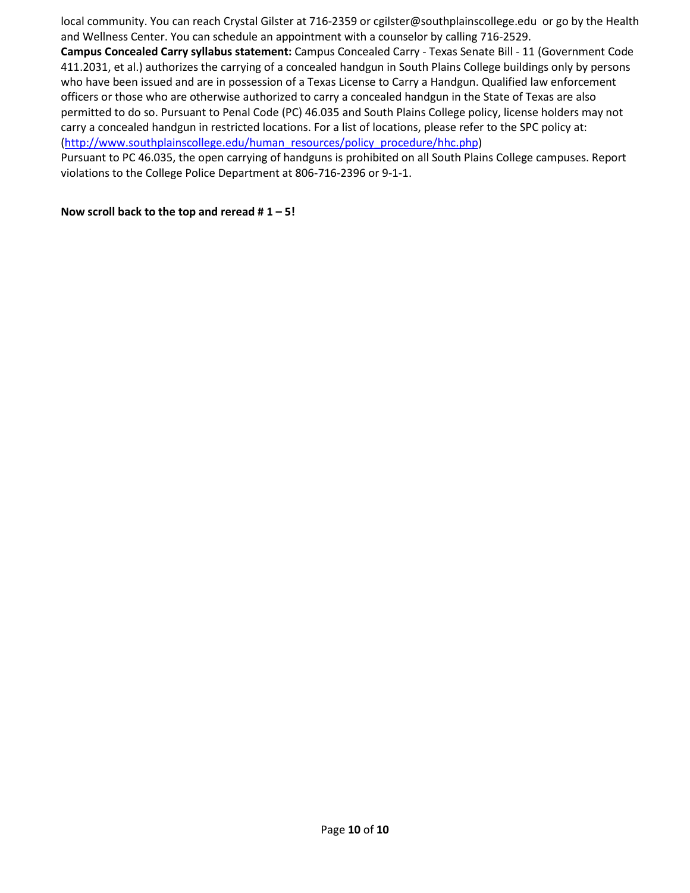local community. You can reach Crystal Gilster at 716-2359 or cgilster@southplainscollege.edu or go by the Health and Wellness Center. You can schedule an appointment with a counselor by calling 716-2529.

**Campus Concealed Carry syllabus statement:** Campus Concealed Carry - Texas Senate Bill - 11 (Government Code 411.2031, et al.) authorizes the carrying of a concealed handgun in South Plains College buildings only by persons who have been issued and are in possession of a Texas License to Carry a Handgun. Qualified law enforcement officers or those who are otherwise authorized to carry a concealed handgun in the State of Texas are also permitted to do so. Pursuant to Penal Code (PC) 46.035 and South Plains College policy, license holders may not carry a concealed handgun in restricted locations. For a list of locations, please refer to the SPC policy at: (http://www.southplainscollege.edu/human_resources/policy_procedure/hhc.php)

Pursuant to PC 46.035, the open carrying of handguns is prohibited on all South Plains College campuses. Report violations to the College Police Department at 806-716-2396 or 9-1-1.

**Now scroll back to the top and reread # 1 – 5!**